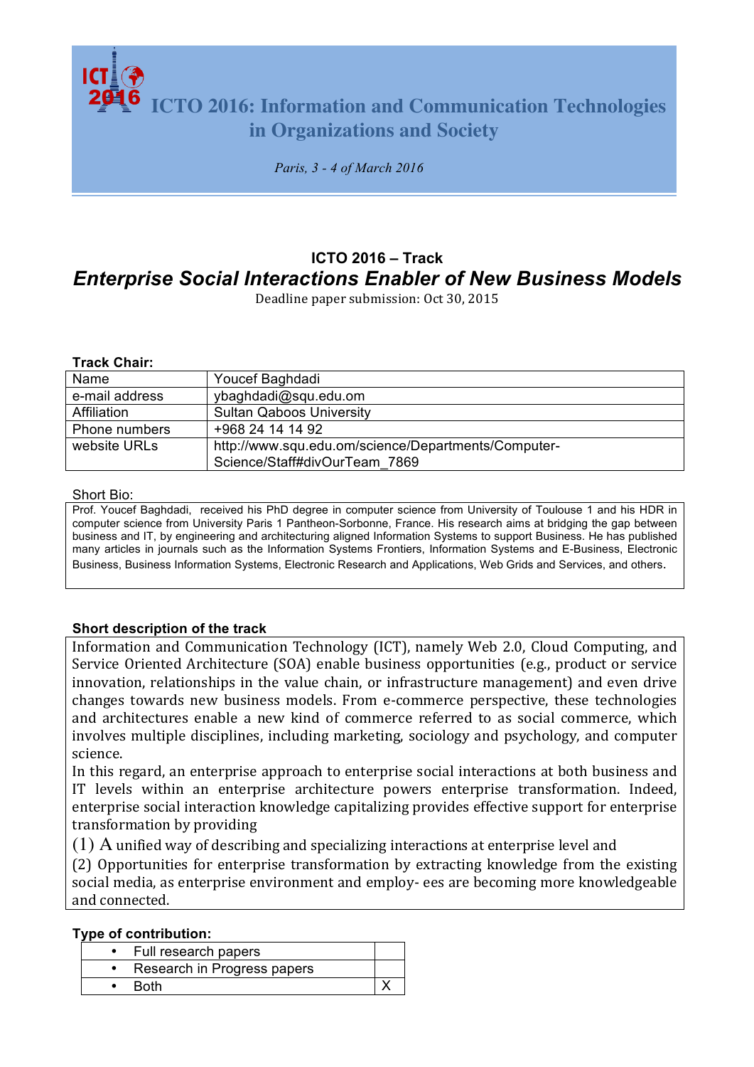# ICTO 2016: Information and Communication Technologies in Organizations and Society

*Paris, 3 - 4 of March 2016*

## ICTO 2016 – Track

## *Enterprise Social Interactions Enabler of New Business Models*

Deadline paper submission: Oct 30, 2015

**Track Chair:**

| Name | Youcef Baghdadi |
|---|---|
| e-mail address | ybaghdadi@squ.edu.om |
| Affiliation | Sultan Qaboos University |
| Phone numbers | +968 24 14 14 92 |
| website URLs | http://www.squ.edu.om/science/Departments/Computer-Science/Staff#divOurTeam_7869 |

Short Bio:

Prof. Youcef Baghdadi, received his PhD degree in computer science from University of Toulouse 1 and his HDR in computer science from University Paris 1 Pantheon-Sorbonne, France. His research aims at bridging the gap between business and IT, by engineering and architecturing aligned Information Systems to support Business. He has published many articles in journals such as the Information Systems Frontiers, Information Systems and E-Business, Electronic Business, Business Information Systems, Electronic Research and Applications, Web Grids and Services, and others.

**Short description of the track**

Information and Communication Technology (ICT), namely Web 2.0, Cloud Computing, and Service Oriented Architecture (SOA) enable business opportunities (e.g., product or service innovation, relationships in the value chain, or infrastructure management) and even drive changes towards new business models. From e-commerce perspective, these technologies and architectures enable a new kind of commerce referred to as social commerce, which involves multiple disciplines, including marketing, sociology and psychology, and computer science.

In this regard, an enterprise approach to enterprise social interactions at both business and IT levels within an enterprise architecture powers enterprise transformation. Indeed, enterprise social interaction knowledge capitalizing provides effective support for enterprise transformation by providing

(1) A unified way of describing and specializing interactions at enterprise level and

(2) Opportunities for enterprise transformation by extracting knowledge from the existing social media, as enterprise environment and employ- ees are becoming more knowledgeable and connected.

**Type of contribution:**

| | |
|---|---|
| • Full research papers | |
| • Research in Progress papers | |
| • Both | X |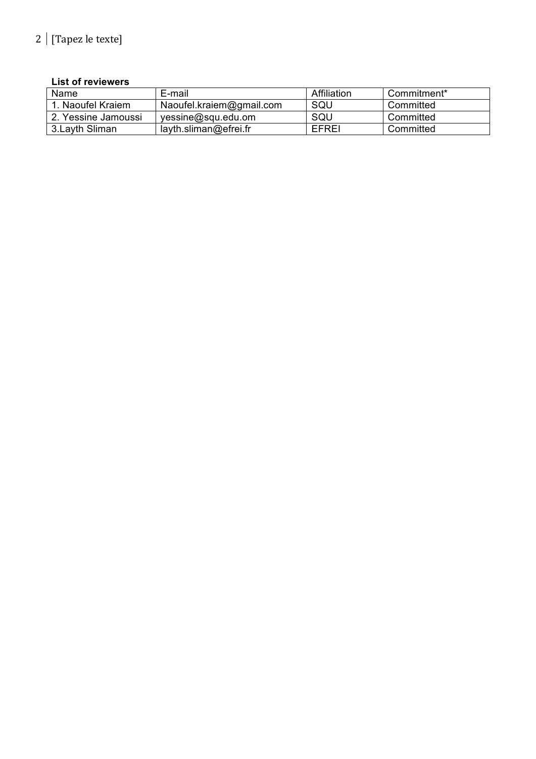**List of reviewers**

| Name | E-mail | Affiliation | Commitment* |
| --- | --- | --- | --- |
| 1. Naoufel Kraiem | Naoufel.kraiem@gmail.com | SQU | Committed |
| 2. Yessine Jamoussi | yessine@squ.edu.om | SQU | Committed |
| 3.Layth Sliman | layth.sliman@efrei.fr | EFREI | Committed |